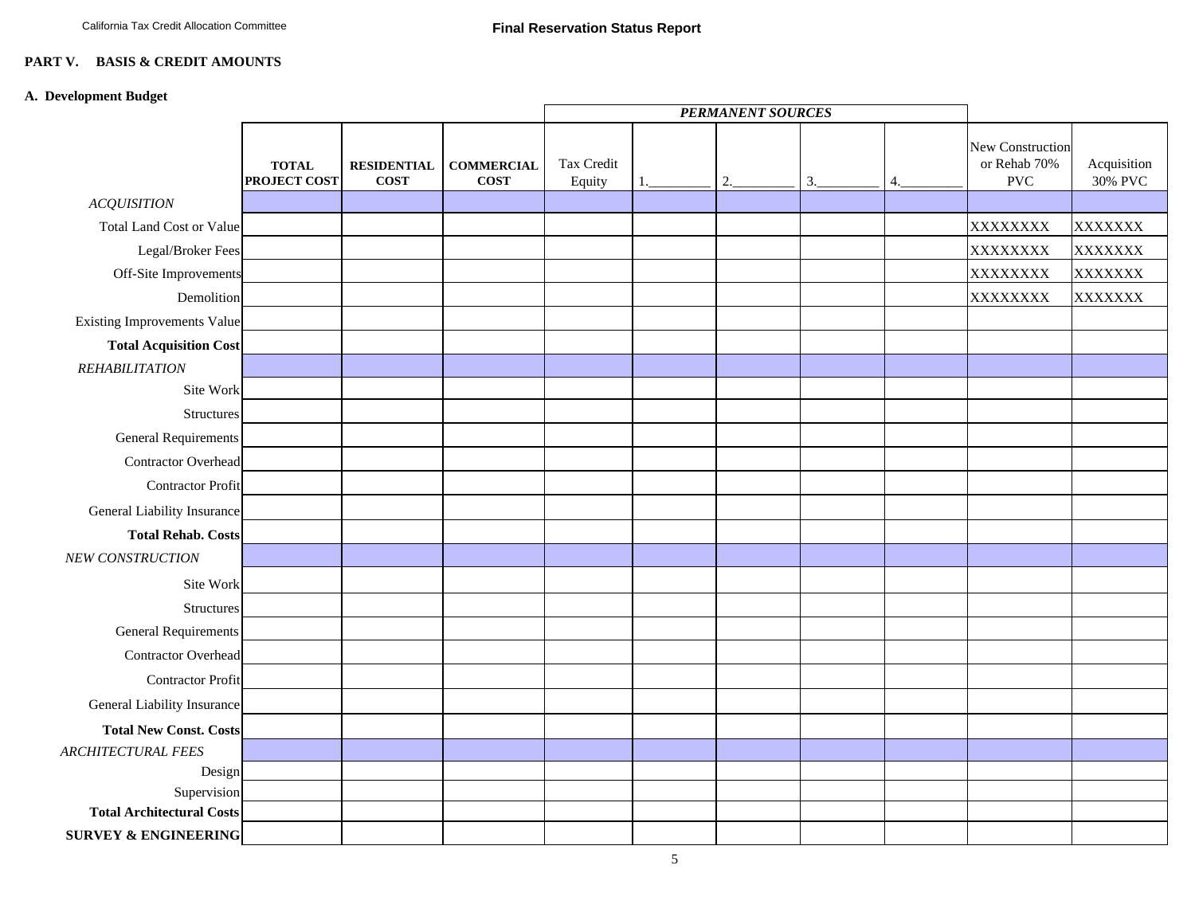## PART V. BASIS & CREDIT AMOUNTS

### A. Development Budget

| | TOTAL PROJECT COST | RESIDENTIAL COST | COMMERCIAL COST | *PERMANENT SOURCES* | | | | | New Construction or Rehab 70% PVC | Acquisition 30% PVC |
|---|---|---|---|---|---|---|---|---|---|---|
| | | | | Tax Credit Equity | 1.________ | 2.________ | 3.________ | 4.________ | | |
| *ACQUISITION* | | | | | | | | | | |
| Total Land Cost or Value | | | | | | | | | XXXXXXXX | XXXXXXX |
| Legal/Broker Fees | | | | | | | | | XXXXXXXX | XXXXXXX |
| Off-Site Improvements | | | | | | | | | XXXXXXXX | XXXXXXX |
| Demolition | | | | | | | | | XXXXXXXX | XXXXXXX |
| Existing Improvements Value | | | | | | | | | | |
| **Total Acquisition Cost** | | | | | | | | | | |
| *REHABILITATION* | | | | | | | | | | |
| Site Work | | | | | | | | | | |
| Structures | | | | | | | | | | |
| General Requirements | | | | | | | | | | |
| Contractor Overhead | | | | | | | | | | |
| Contractor Profit | | | | | | | | | | |
| General Liability Insurance | | | | | | | | | | |
| **Total Rehab. Costs** | | | | | | | | | | |
| *NEW CONSTRUCTION* | | | | | | | | | | |
| Site Work | | | | | | | | | | |
| Structures | | | | | | | | | | |
| General Requirements | | | | | | | | | | |
| Contractor Overhead | | | | | | | | | | |
| Contractor Profit | | | | | | | | | | |
| General Liability Insurance | | | | | | | | | | |
| **Total New Const. Costs** | | | | | | | | | | |
| *ARCHITECTURAL FEES* | | | | | | | | | | |
| Design | | | | | | | | | | |
| Supervision | | | | | | | | | | |
| **Total Architectural Costs** | | | | | | | | | | |
| **SURVEY & ENGINEERING** | | | | | | | | | | |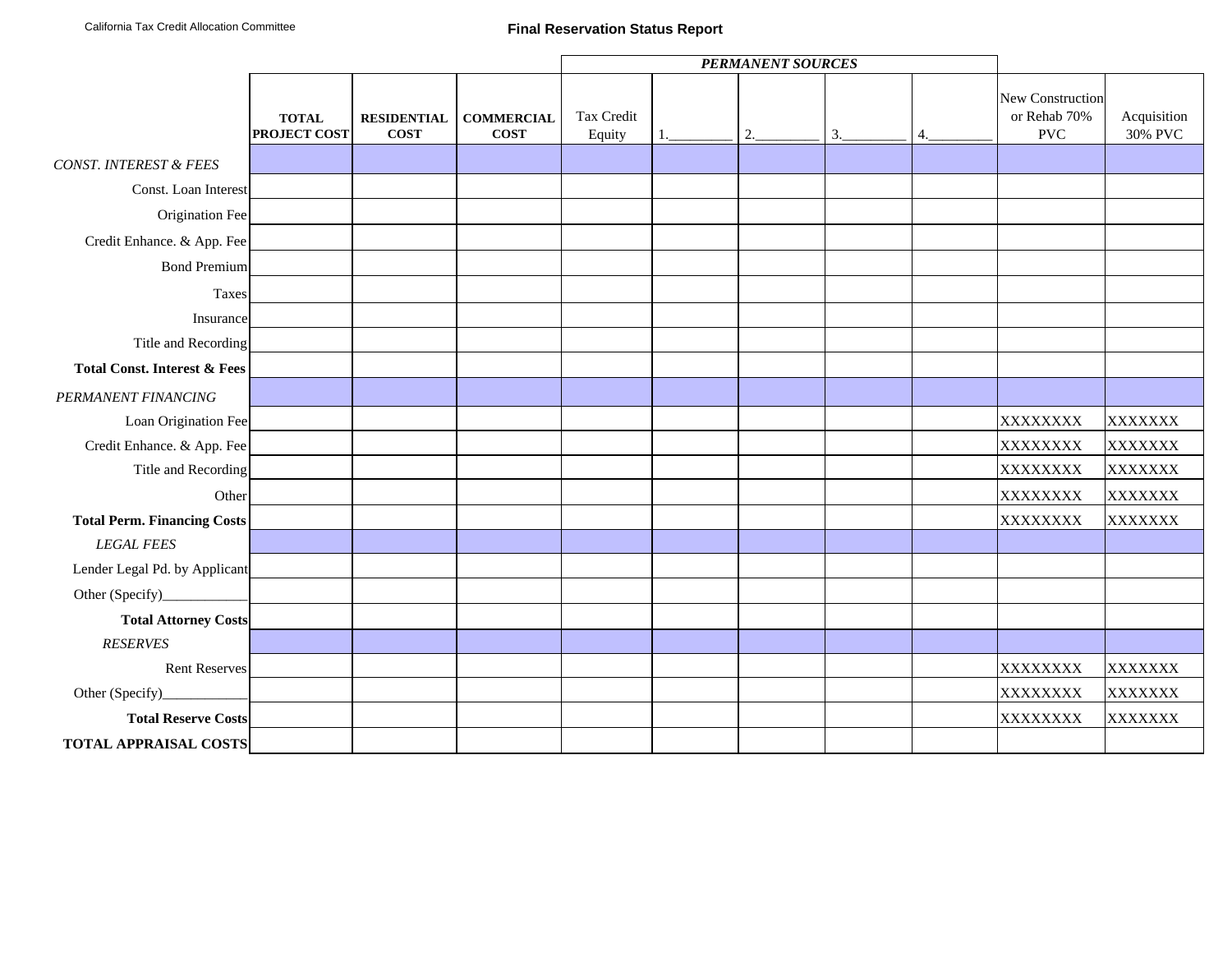California Tax Credit Allocation Committee

# Final Reservation Status Report

| | | | | *PERMANENT SOURCES* | | | | | | |
|---|---|---|---|---|---|---|---|---|---|---|
| | **TOTAL PROJECT COST** | **RESIDENTIAL COST** | **COMMERCIAL COST** | Tax Credit Equity | 1.________ | 2.________ | 3.________ | 4.________ | New Construction or Rehab 70% PVC | Acquisition 30% PVC |
| *CONST. INTEREST & FEES* | | | | | | | | | | |
| Const. Loan Interest | | | | | | | | | | |
| Origination Fee | | | | | | | | | | |
| Credit Enhance. & App. Fee | | | | | | | | | | |
| Bond Premium | | | | | | | | | | |
| Taxes | | | | | | | | | | |
| Insurance | | | | | | | | | | |
| Title and Recording | | | | | | | | | | |
| **Total Const. Interest & Fees** | | | | | | | | | | |
| *PERMANENT FINANCING* | | | | | | | | | | |
| Loan Origination Fee | | | | | | | | | XXXXXXXX | XXXXXXX |
| Credit Enhance. & App. Fee | | | | | | | | | XXXXXXXX | XXXXXXX |
| Title and Recording | | | | | | | | | XXXXXXXX | XXXXXXX |
| Other | | | | | | | | | XXXXXXXX | XXXXXXX |
| **Total Perm. Financing Costs** | | | | | | | | | XXXXXXXX | XXXXXXX |
| *LEGAL FEES* | | | | | | | | | | |
| Lender Legal Pd. by Applicant | | | | | | | | | | |
| Other (Specify)____________ | | | | | | | | | | |
| **Total Attorney Costs** | | | | | | | | | | |
| *RESERVES* | | | | | | | | | | |
| Rent Reserves | | | | | | | | | XXXXXXXX | XXXXXXX |
| Other (Specify)____________ | | | | | | | | | XXXXXXXX | XXXXXXX |
| **Total Reserve Costs** | | | | | | | | | XXXXXXXX | XXXXXXX |
| **TOTAL APPRAISAL COSTS** | | | | | | | | | | |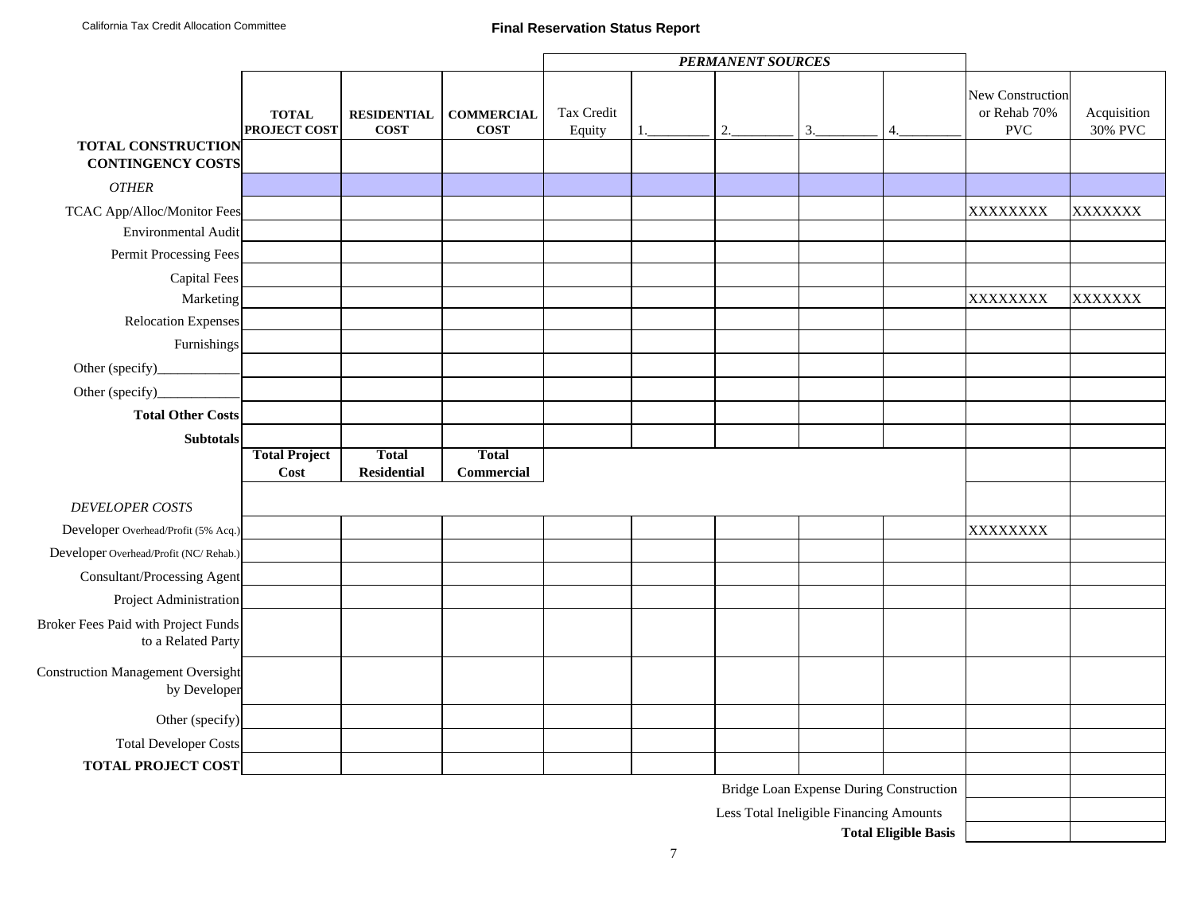California Tax Credit Allocation Committee

# Final Reservation Status Report

| | TOTAL PROJECT COST | RESIDENTIAL COST | COMMERCIAL COST | PERMANENT SOURCES | | | | | New Construction or Rehab 70% PVC | Acquisition 30% PVC |
|---|---|---|---|---|---|---|---|---|---|---|
| | | | | Tax Credit Equity | 1.________ | 2.________ | 3.________ | 4.________ | | |
| **TOTAL CONSTRUCTION CONTINGENCY COSTS** | | | | | | | | | | |
| *OTHER* | | | | | | | | | | |
| TCAC App/Alloc/Monitor Fees | | | | | | | | | XXXXXXXX | XXXXXXX |
| Environmental Audit | | | | | | | | | | |
| Permit Processing Fees | | | | | | | | | | |
| Capital Fees | | | | | | | | | | |
| Marketing | | | | | | | | | XXXXXXXX | XXXXXXX |
| Relocation Expenses | | | | | | | | | | |
| Furnishings | | | | | | | | | | |
| Other (specify)____________ | | | | | | | | | | |
| Other (specify)____________ | | | | | | | | | | |
| **Total Other Costs** | | | | | | | | | | |
| **Subtotals** | | | | | | | | | | |
| | **Total Project Cost** | **Total Residential** | **Total Commercial** | | | | | | | |
| *DEVELOPER COSTS* | | | | | | | | | | |
| Developer Overhead/Profit (5% Acq.) | | | | | | | | | XXXXXXXX | |
| Developer Overhead/Profit (NC/ Rehab.) | | | | | | | | | | |
| Consultant/Processing Agent | | | | | | | | | | |
| Project Administration | | | | | | | | | | |
| Broker Fees Paid with Project Funds to a Related Party | | | | | | | | | | |
| Construction Management Oversight by Developer | | | | | | | | | | |
| Other (specify) | | | | | | | | | | |
| Total Developer Costs | | | | | | | | | | |
| **TOTAL PROJECT COST** | | | | | | | | | | |
| | | | | | | | | Bridge Loan Expense During Construction | | |
| | | | | | | | | Less Total Ineligible Financing Amounts | | |
| | | | | | | | | **Total Eligible Basis** | | |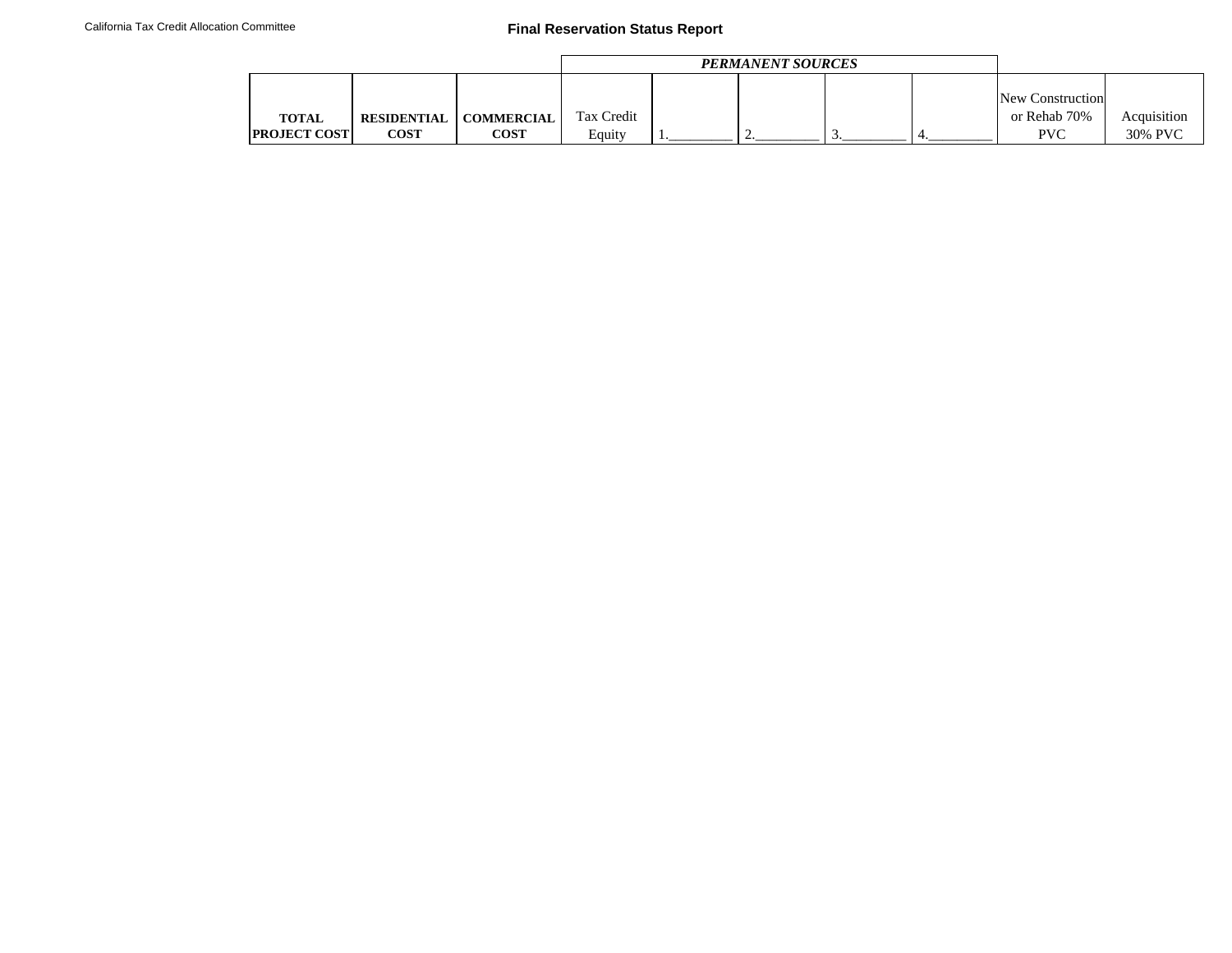California Tax Credit Allocation Committee

# Final Reservation Status Report

| | | | *PERMANENT SOURCES* | | | | | | |
|---|---|---|---|---|---|---|---|---|---|
| **TOTAL PROJECT COST** | **RESIDENTIAL COST** | **COMMERCIAL COST** | Tax Credit Equity | 1._________ | 2._________ | 3._________ | 4._________ | New Construction or Rehab 70% PVC | Acquisition 30% PVC |